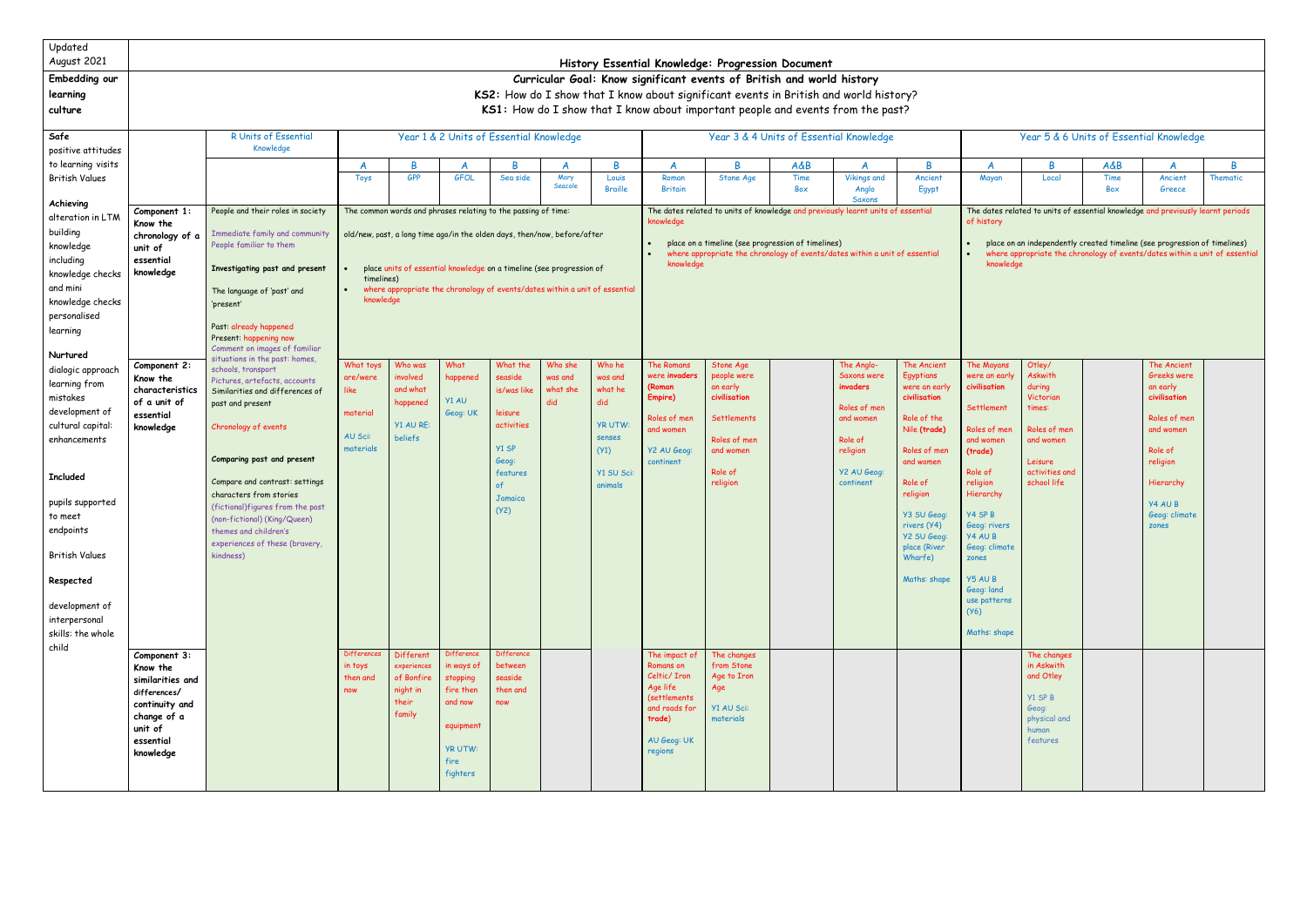| Updated August 2021 | History Essential Knowledge: Progression Document | | | | | | | | | | | | | | | | | | | | |
|---|---|---|---|---|---|---|---|---|---|---|---|---|---|---|---|---|---|---|---|---|---|
| **Embedding our learning culture** | **Curricular Goal: Know significant events of British and world history**<br>**KS2:** How do I show that I know about significant events in British and world history?<br>**KS1:** How do I show that I know about important people and events from the past? | | | | | | | | | | | | | | | | | | | | |
| **Safe**<br>positive attitudes to learning visits<br>British Values<br><br>**Achieving**<br>alteration in LTM building knowledge including knowledge checks and mini knowledge checks personalised learning<br><br>**Nurtured**<br>dialogic approach learning from mistakes development of cultural capital: enhancements<br><br>**Included**<br>pupils supported to meet endpoints<br><br>British Values<br><br>**Respected**<br>development of interpersonal skills: the whole child | | R Units of Essential Knowledge | Year 1 & 2 Units of Essential Knowledge | | | | | | Year 3 & 4 Units of Essential Knowledge | | | | | Year 5 & 6 Units of Essential Knowledge | | | | | | | |
| | | | A | B | A | B | A | B | A | B | A&B | A | B | A | B | A&B | A | B | | | |
| | | | Toys | GPP | GFOL | Sea side | Mary Seacole | Louis Braille | Roman Britain | Stone Age | Time Box | Vikings and Anglo Saxons | Ancient Egypt | Mayan | Local | Time Box | Ancient Greece | Thematic | | | |
| | **Component 1: Know the chronology of a unit of essential knowledge** | People and their roles in society<br><br>Immediate family and community<br>People familiar to them<br><br>**Investigating past and present**<br><br>The language of 'past' and 'present'<br><br>Past: already happened<br>Present: happening now<br>Comment on images of familiar situations in the past: homes, schools, transport<br>Pictures, artefacts, accounts<br>Similarities and differences of past and present<br><br>Chronology of events<br><br>**Comparing past and present**<br><br>Compare and contrast: settings characters from stories (fictional)figures from the past (non-fictional) (King/Queen) themes and children's experiences of these (bravery, kindness) | The common words and phrases relating to the passing of time:<br><br>old/new, past, a long time ago/in the olden days, then/now, before/after<br><br>• place units of essential knowledge on a timeline (see progression of timelines)<br>• where appropriate the chronology of events/dates within a unit of essential knowledge | | | | | | The dates related to units of knowledge and previously learnt units of essential knowledge<br><br>• place on a timeline (see progression of timelines)<br>• where appropriate the chronology of events/dates within a unit of essential knowledge | | | | | The dates related to units of essential knowledge and previously learnt periods of history<br><br>• place on an independently created timeline (see progression of timelines)<br>• where appropriate the chronology of events/dates within a unit of essential knowledge | | | | | | | |
| | **Component 2: Know the characteristics of a unit of essential knowledge** | | What toys are/were like<br><br>material<br><br>AU Sci: materials | Who was involved and what happened<br><br>Y1 AU RE: beliefs | What happened<br><br>Y1 AU Geog: UK | What the seaside is/was like<br><br>leisure activities<br><br>Y1 SP Geog: features of Jamaica (Y2) | Who she was and what she did | Who he was and what he did<br><br>YR UTW: senses (Y1)<br><br>Y1 SU Sci: animals | The Romans were invaders (Roman Empire)<br><br>Roles of men and women<br><br>Y2 AU Geog: continent | Stone Age people were an early civilisation<br><br>Settlements<br><br>Roles of men and women<br><br>Role of religion | | The Anglo-Saxons were invaders<br><br>Roles of men and women<br><br>Role of religion<br><br>Y2 AU Geog: continent | The Ancient Egyptians were an early civilisation<br><br>Role of the Nile (trade)<br><br>Roles of men and women<br><br>Role of religion<br><br>Y3 SU Geog: rivers (Y4)<br>Y2 SU Geog: place (River Wharfe)<br><br>Maths: shape | The Mayans were an early civilisation<br><br>Settlement<br><br>Roles of men and women (trade)<br><br>Role of religion Hierarchy<br><br>Y4 SP B Geog: rivers<br>Y4 AU B Geog: climate zones<br><br>Y5 AU B Geog: land use patterns (Y6)<br><br>Maths: shape | Otley/ Askwith during Victorian times:<br><br>Roles of men and women<br><br>Leisure activities and school life | | The Ancient Greeks were an early civilisation<br><br>Roles of men and women<br><br>Role of religion<br><br>Hierarchy<br><br>Y4 AU B Geog: climate zones | | | | |
| | **Component 3: Know the similarities and differences/ continuity and change of a unit of essential knowledge** | | Differences in toys then and now | Different experiences of Bonfire night in their family | Difference in ways of stopping fire then and now<br><br>equipment<br><br>YR UTW: fire fighters | Difference between seaside then and now | | | The impact of Romans on Celtic/ Iron Age life (settlements and roads for trade)<br><br>AU Geog: UK regions | The changes from Stone Age to Iron Age<br><br>Y1 AU Sci: materials | | | | | The changes in Askwith and Otley<br><br>Y1 SP B Geog: physical and human features | | | | | | |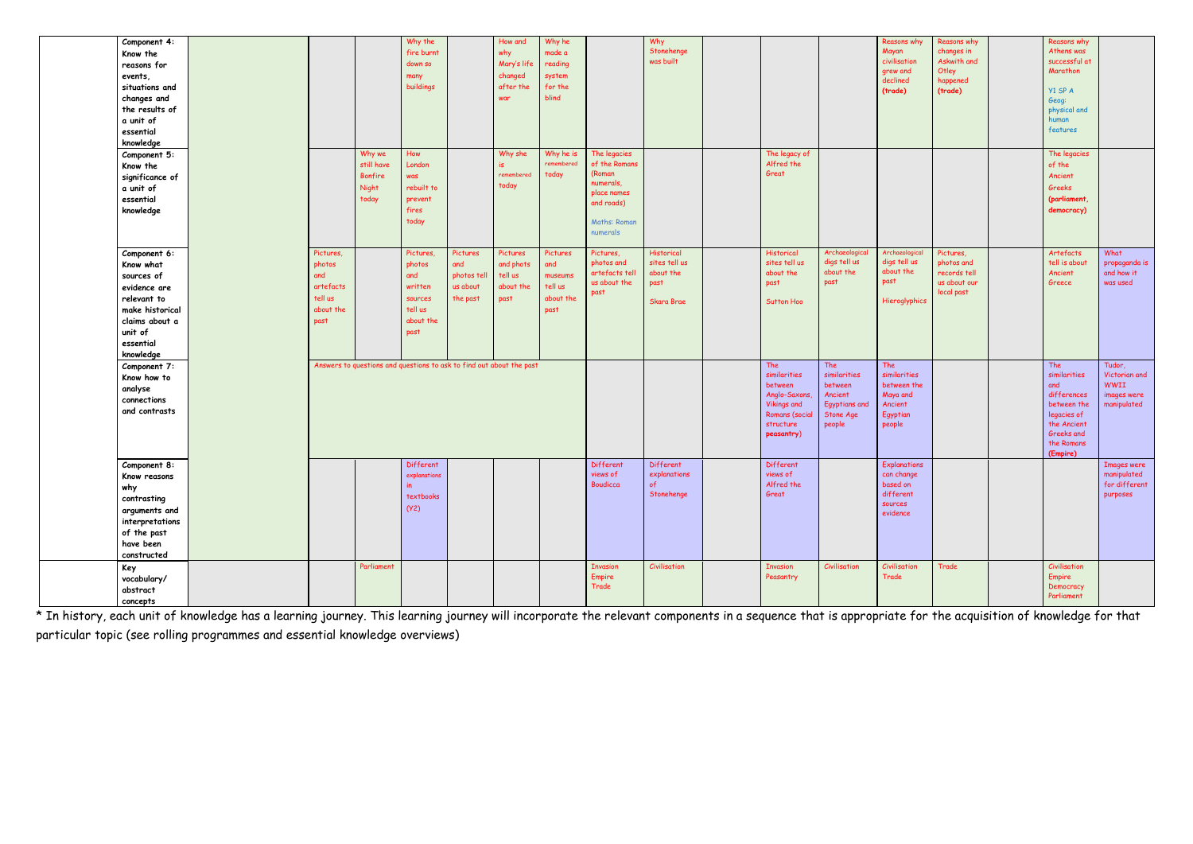| | | | | | | | | | | | | | | | | | | |
|---|---|---|---|---|---|---|---|---|---|---|---|---|---|---|---|---|---|---|
| | **Component 4: Know the reasons for events, situations and changes and the results of a unit of essential knowledge** | | | | Why the fire burnt down so many buildings | | How and why Mary's life changed after the war | Why he made a reading system for the blind | | Why Stonehenge was built | | | | Reasons why Mayan civilisation grew and declined **(trade)** | Reasons why changes in Askwith and Otley happened **(trade)** | | Reasons why Athens was successful at Marathon<br><br>Y1 SP A Geog: physical and human features | |
| | **Component 5: Know the significance of a unit of essential knowledge** | | | Why we still have Bonfire Night today | How London was rebuilt to prevent fires today | | Why she is remembered today | Why he is remembered today | The legacies of the Romans (Roman numerals, place names and roads)<br><br>Maths: Roman numerals | | | The legacy of Alfred the Great | | | | | The legacies of the Ancient Greeks **(parliament, democracy)** | |
| | **Component 6: Know what sources of evidence are relevant to make historical claims about a unit of essential knowledge** | | Pictures, photos and artefacts tell us about the past | | Pictures, photos and written sources tell us about the past | Pictures and photos tell us about the past | Pictures and phots tell us about the past | Pictures and museums tell us about the past | Pictures, photos and artefacts tell us about the past | Historical sites tell us about the past<br><br>Skara Brae | | Historical sites tell us about the past<br><br>Sutton Hoo | Archaeological digs tell us about the past | Archaeological digs tell us about the past<br><br>Hieroglyphics | Pictures, photos and records tell us about our local past | | Artefacts tell is about Ancient Greece | What propaganda is and how it was used |
| | **Component 7: Know how to analyse connections and contrasts** | | Answers to questions and questions to ask to find out about the past | | | | | | | | | The similarities between Anglo-Saxons, Vikings and Romans (social structure **peasantry)** | The similarities between Ancient Egyptians and Stone Age people | The similarities between the Maya and Ancient Egyptian people | | | The similarities and differences between the legacies of the Ancient Greeks and the Romans **(Empire)** | Tudor, Victorian and WWII images were manipulated |
| | **Component 8: Know reasons why contrasting arguments and interpretations of the past have been constructed** | | | | Different explanations in textbooks (Y2) | | | | Different views of Boudicca | Different explanations of Stonehenge | | Different views of Alfred the Great | | Explanations can change based on different sources evidence | | | | Images were manipulated for different purposes |
| | **Key vocabulary/ abstract concepts** | | | Parliament | | | | | Invasion<br>Empire<br>Trade | Civilisation | | Invasion<br>Peasantry | Civilisation | Civilisation<br>Trade | Trade | | Civilisation<br>Empire<br>Democracy<br>Parliament | |

* In history, each unit of knowledge has a learning journey. This learning journey will incorporate the relevant components in a sequence that is appropriate for the acquisition of knowledge for that particular topic (see rolling programmes and essential knowledge overviews)